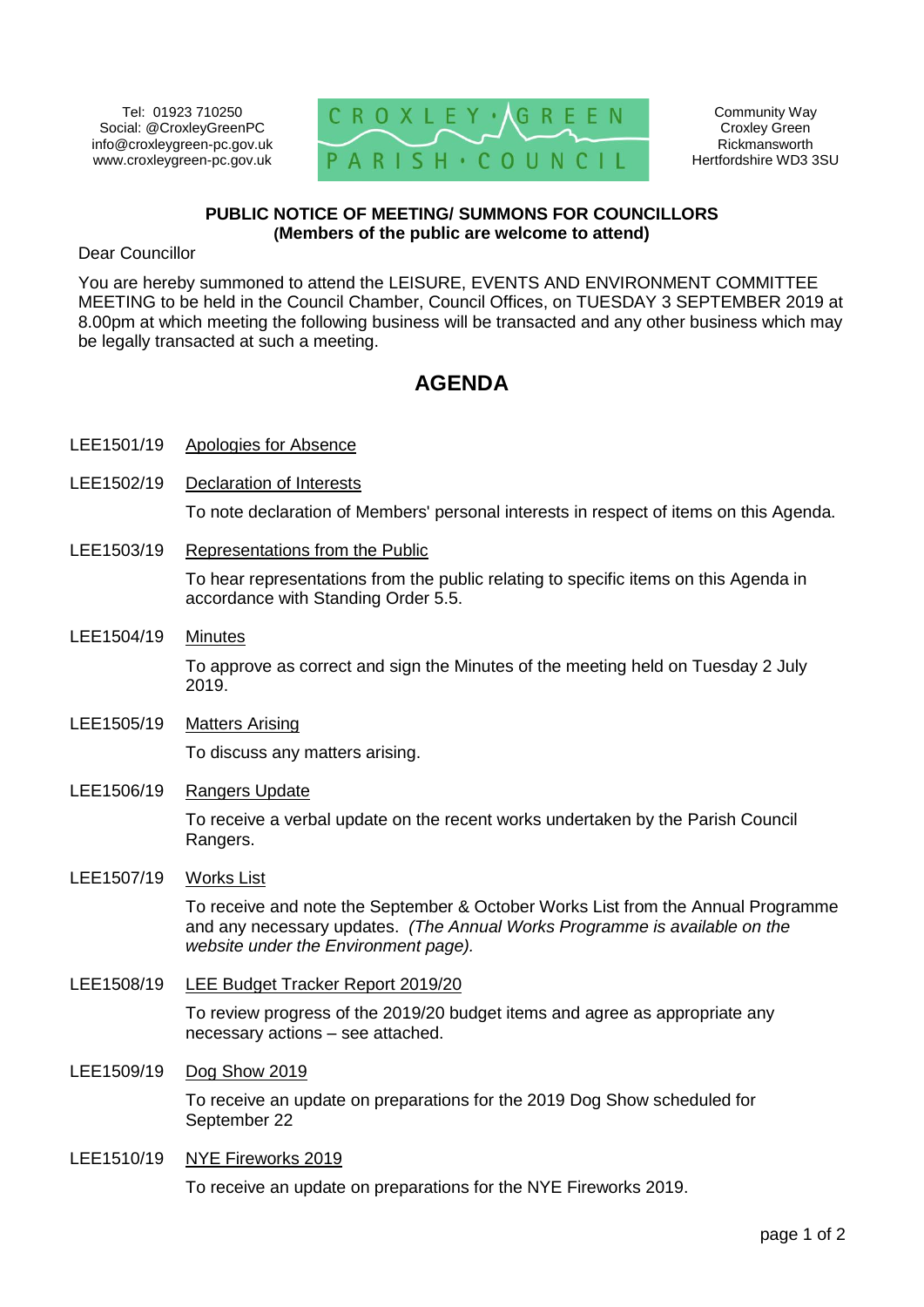Tel: 01923 710250
Social: @CroxleyGreenPC
info@croxleygreen-pc.gov.uk
www.croxleygreen-pc.gov.uk

CROXLEY GREEN PARISH COUNCIL

Community Way
Croxley Green
Rickmansworth
Hertfordshire WD3 3SU

**PUBLIC NOTICE OF MEETING/ SUMMONS FOR COUNCILLORS**
**(Members of the public are welcome to attend)**

Dear Councillor

You are hereby summoned to attend the LEISURE, EVENTS AND ENVIRONMENT COMMITTEE MEETING to be held in the Council Chamber, Council Offices, on TUESDAY 3 SEPTEMBER 2019 at 8.00pm at which meeting the following business will be transacted and any other business which may be legally transacted at such a meeting.

# AGENDA

LEE1501/19 Apologies for Absence

LEE1502/19 Declaration of Interests

To note declaration of Members' personal interests in respect of items on this Agenda.

LEE1503/19 Representations from the Public

To hear representations from the public relating to specific items on this Agenda in accordance with Standing Order 5.5.

LEE1504/19 Minutes

To approve as correct and sign the Minutes of the meeting held on Tuesday 2 July 2019.

LEE1505/19 Matters Arising

To discuss any matters arising.

LEE1506/19 Rangers Update

To receive a verbal update on the recent works undertaken by the Parish Council Rangers.

LEE1507/19 Works List

To receive and note the September & October Works List from the Annual Programme and any necessary updates. *(The Annual Works Programme is available on the website under the Environment page).*

LEE1508/19 LEE Budget Tracker Report 2019/20

To review progress of the 2019/20 budget items and agree as appropriate any necessary actions – see attached.

LEE1509/19 Dog Show 2019

To receive an update on preparations for the 2019 Dog Show scheduled for September 22

LEE1510/19 NYE Fireworks 2019

To receive an update on preparations for the NYE Fireworks 2019.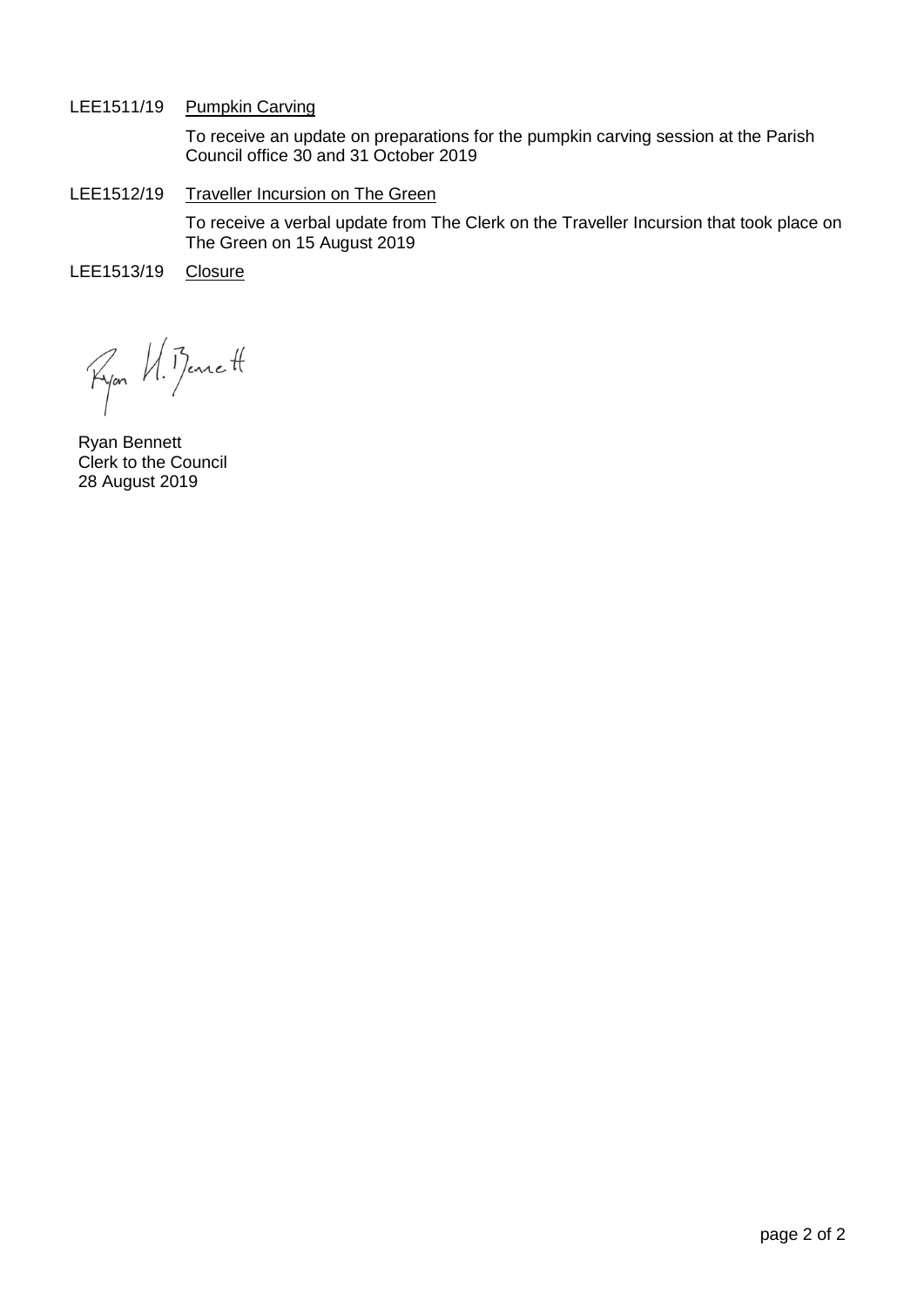LEE1511/19 <u>Pumpkin Carving</u>

To receive an update on preparations for the pumpkin carving session at the Parish Council office 30 and 31 October 2019

LEE1512/19 <u>Traveller Incursion on The Green</u>

To receive a verbal update from The Clerk on the Traveller Incursion that took place on The Green on 15 August 2019

LEE1513/19 <u>Closure</u>

Ryan H. Bennett

Ryan Bennett
Clerk to the Council
28 August 2019